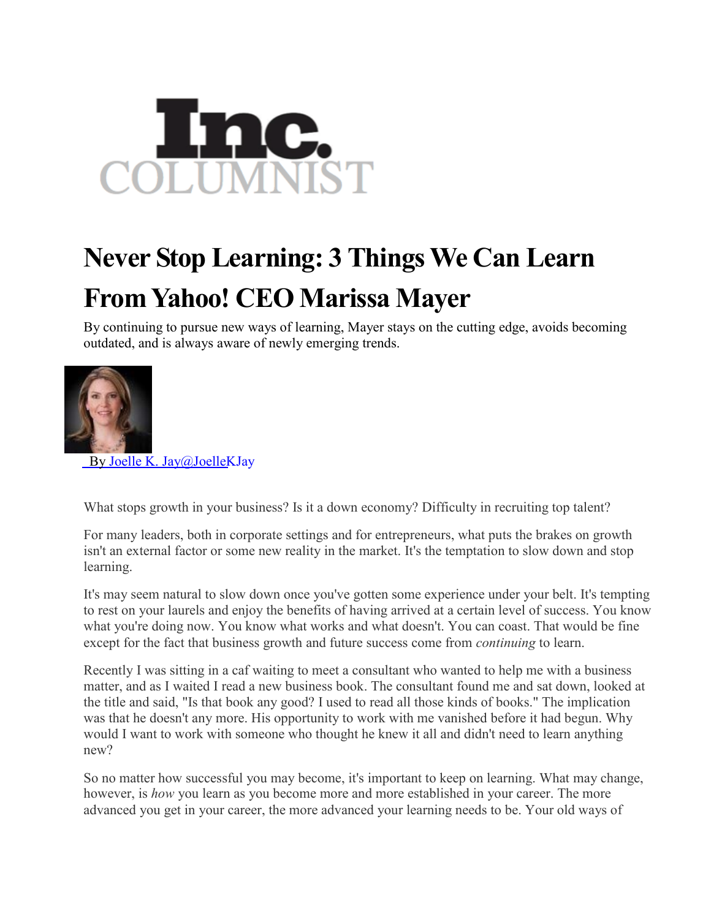Inc.
COLUMNIST

# Never Stop Learning: 3 Things We Can Learn From Yahoo! CEO Marissa Mayer

By continuing to pursue new ways of learning, Mayer stays on the cutting edge, avoids becoming outdated, and is always aware of newly emerging trends.

By Joelle K. Jay@JoelleKJay

What stops growth in your business? Is it a down economy? Difficulty in recruiting top talent?

For many leaders, both in corporate settings and for entrepreneurs, what puts the brakes on growth isn't an external factor or some new reality in the market. It's the temptation to slow down and stop learning.

It's may seem natural to slow down once you've gotten some experience under your belt. It's tempting to rest on your laurels and enjoy the benefits of having arrived at a certain level of success. You know what you're doing now. You know what works and what doesn't. You can coast. That would be fine except for the fact that business growth and future success come from *continuing* to learn.

Recently I was sitting in a caf waiting to meet a consultant who wanted to help me with a business matter, and as I waited I read a new business book. The consultant found me and sat down, looked at the title and said, "Is that book any good? I used to read all those kinds of books." The implication was that he doesn't any more. His opportunity to work with me vanished before it had begun. Why would I want to work with someone who thought he knew it all and didn't need to learn anything new?

So no matter how successful you may become, it's important to keep on learning. What may change, however, is *how* you learn as you become more and more established in your career. The more advanced you get in your career, the more advanced your learning needs to be. Your old ways of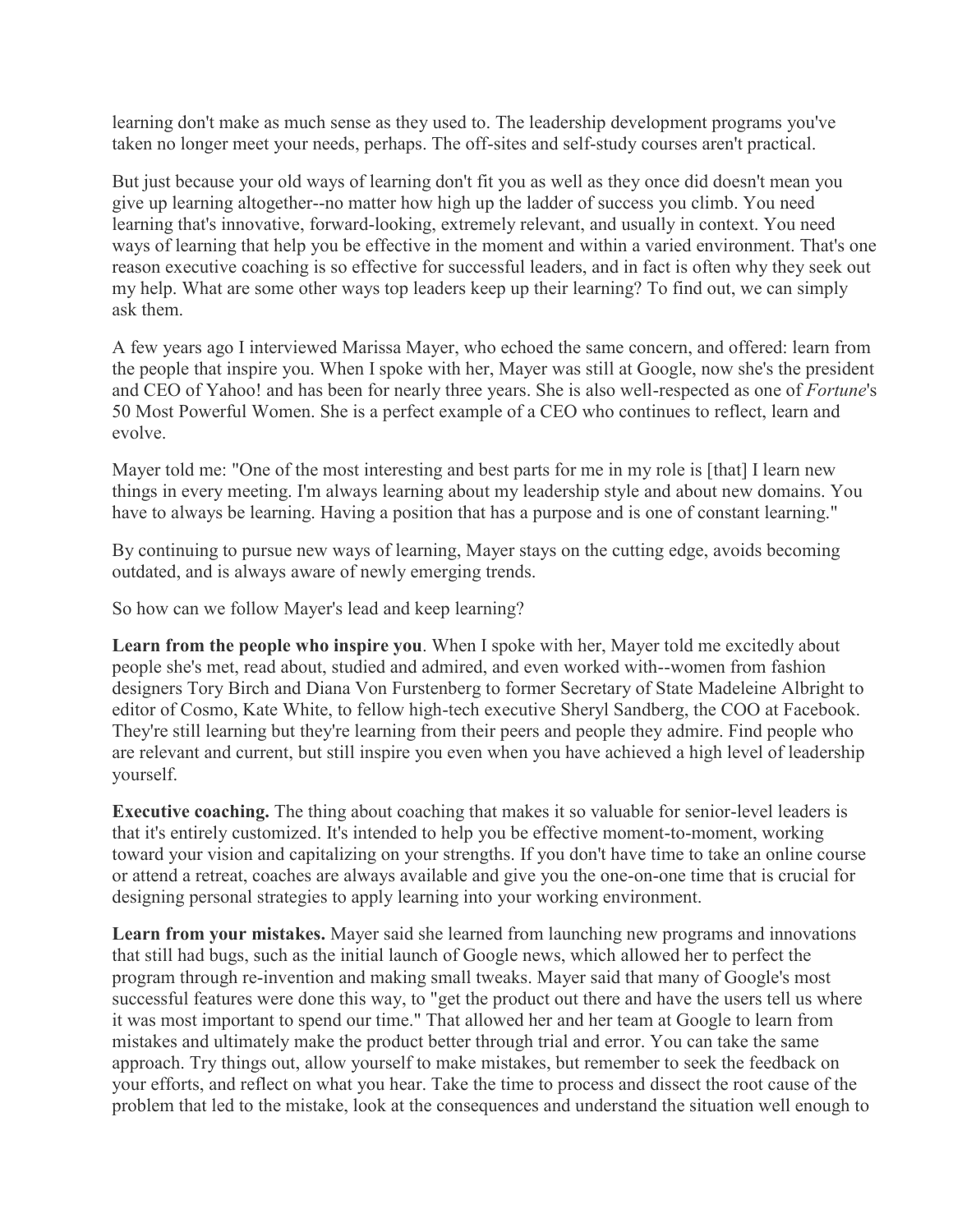learning don't make as much sense as they used to. The leadership development programs you've taken no longer meet your needs, perhaps. The off-sites and self-study courses aren't practical.

But just because your old ways of learning don't fit you as well as they once did doesn't mean you give up learning altogether--no matter how high up the ladder of success you climb. You need learning that's innovative, forward-looking, extremely relevant, and usually in context. You need ways of learning that help you be effective in the moment and within a varied environment. That's one reason executive coaching is so effective for successful leaders, and in fact is often why they seek out my help. What are some other ways top leaders keep up their learning? To find out, we can simply ask them.

A few years ago I interviewed Marissa Mayer, who echoed the same concern, and offered: learn from the people that inspire you. When I spoke with her, Mayer was still at Google, now she's the president and CEO of Yahoo! and has been for nearly three years. She is also well-respected as one of *Fortune*'s 50 Most Powerful Women. She is a perfect example of a CEO who continues to reflect, learn and evolve.

Mayer told me: "One of the most interesting and best parts for me in my role is [that] I learn new things in every meeting. I'm always learning about my leadership style and about new domains. You have to always be learning. Having a position that has a purpose and is one of constant learning."

By continuing to pursue new ways of learning, Mayer stays on the cutting edge, avoids becoming outdated, and is always aware of newly emerging trends.

So how can we follow Mayer's lead and keep learning?

**Learn from the people who inspire you**. When I spoke with her, Mayer told me excitedly about people she's met, read about, studied and admired, and even worked with--women from fashion designers Tory Birch and Diana Von Furstenberg to former Secretary of State Madeleine Albright to editor of Cosmo, Kate White, to fellow high-tech executive Sheryl Sandberg, the COO at Facebook. They're still learning but they're learning from their peers and people they admire. Find people who are relevant and current, but still inspire you even when you have achieved a high level of leadership yourself.

**Executive coaching.** The thing about coaching that makes it so valuable for senior-level leaders is that it's entirely customized. It's intended to help you be effective moment-to-moment, working toward your vision and capitalizing on your strengths. If you don't have time to take an online course or attend a retreat, coaches are always available and give you the one-on-one time that is crucial for designing personal strategies to apply learning into your working environment.

**Learn from your mistakes.** Mayer said she learned from launching new programs and innovations that still had bugs, such as the initial launch of Google news, which allowed her to perfect the program through re-invention and making small tweaks. Mayer said that many of Google's most successful features were done this way, to "get the product out there and have the users tell us where it was most important to spend our time." That allowed her and her team at Google to learn from mistakes and ultimately make the product better through trial and error. You can take the same approach. Try things out, allow yourself to make mistakes, but remember to seek the feedback on your efforts, and reflect on what you hear. Take the time to process and dissect the root cause of the problem that led to the mistake, look at the consequences and understand the situation well enough to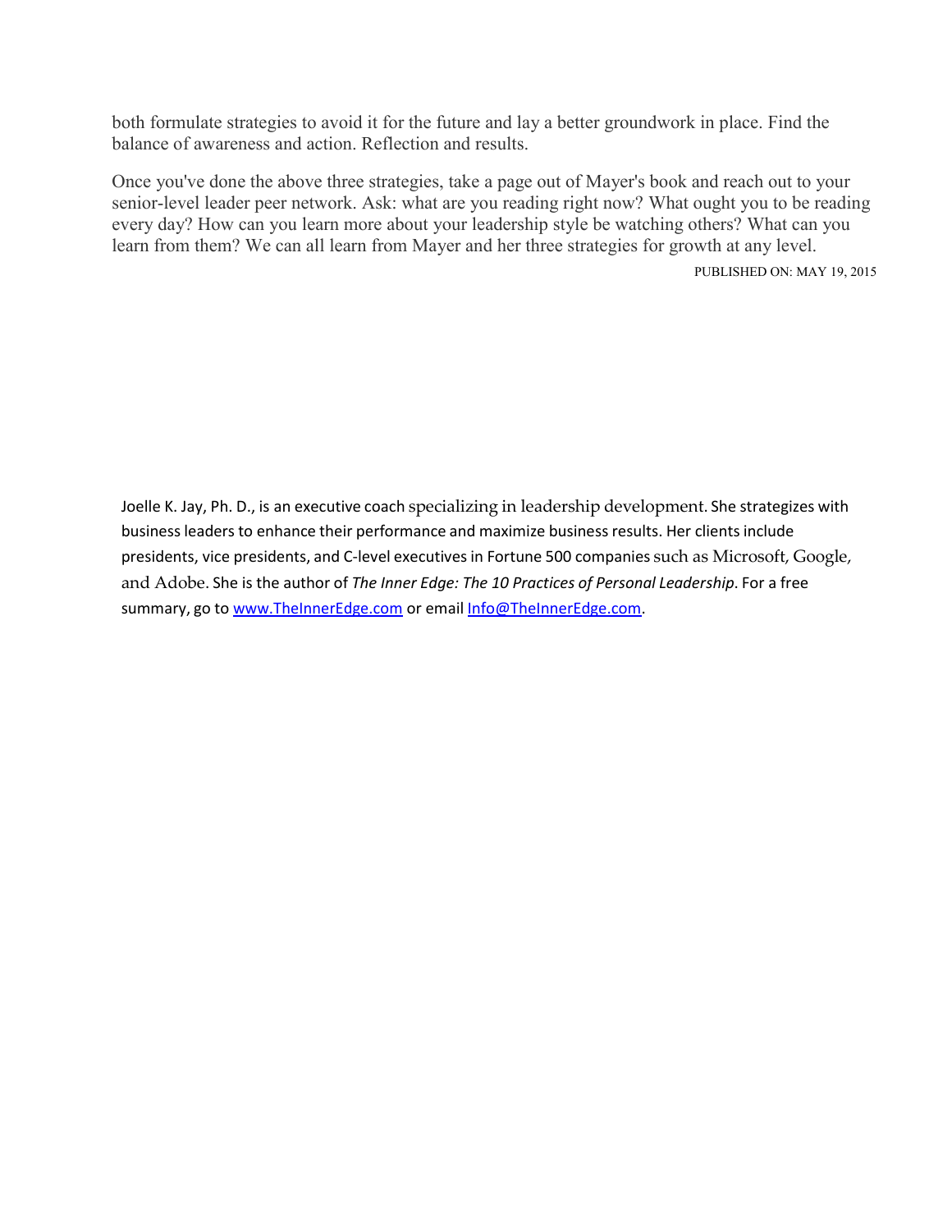both formulate strategies to avoid it for the future and lay a better groundwork in place. Find the balance of awareness and action. Reflection and results.

Once you've done the above three strategies, take a page out of Mayer's book and reach out to your senior-level leader peer network. Ask: what are you reading right now? What ought you to be reading every day? How can you learn more about your leadership style be watching others? What can you learn from them? We can all learn from Mayer and her three strategies for growth at any level.

PUBLISHED ON: MAY 19, 2015

Joelle K. Jay, Ph. D., is an executive coach specializing in leadership development. She strategizes with business leaders to enhance their performance and maximize business results. Her clients include presidents, vice presidents, and C-level executives in Fortune 500 companies such as Microsoft, Google, and Adobe. She is the author of *The Inner Edge: The 10 Practices of Personal Leadership*. For a free summary, go to [www.TheInnerEdge.com](http://www.TheInnerEdge.com) or email [Info@TheInnerEdge.com](mailto:Info@TheInnerEdge.com).